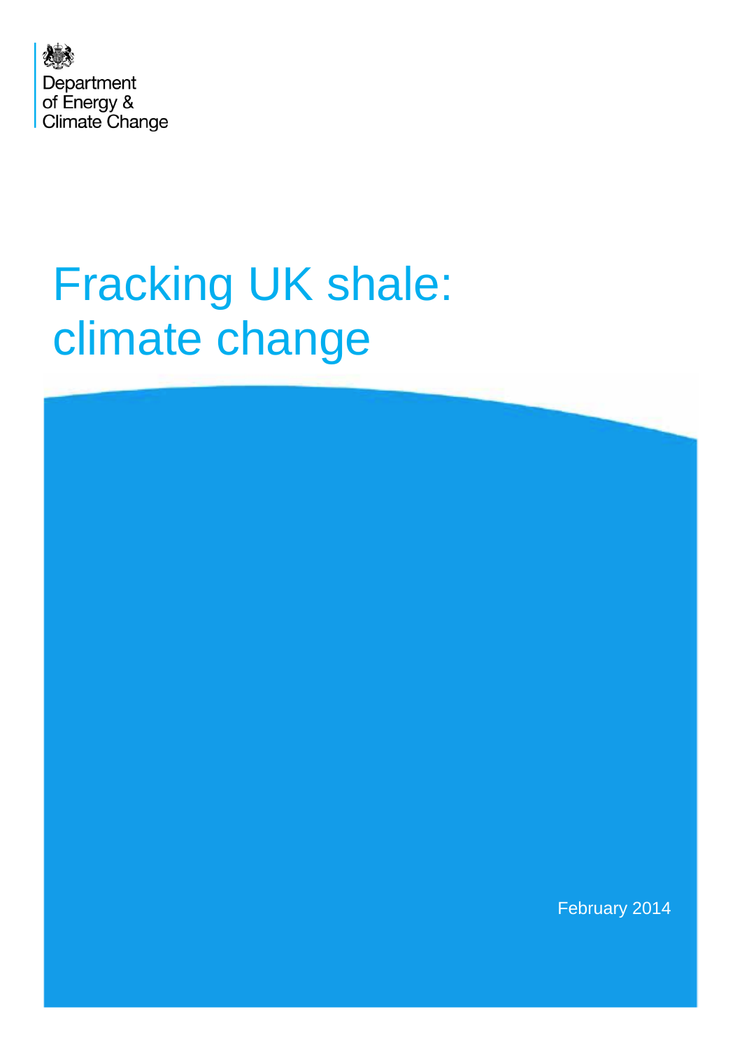Department of Energy & Climate Change

# Fracking UK shale: climate change

February 2014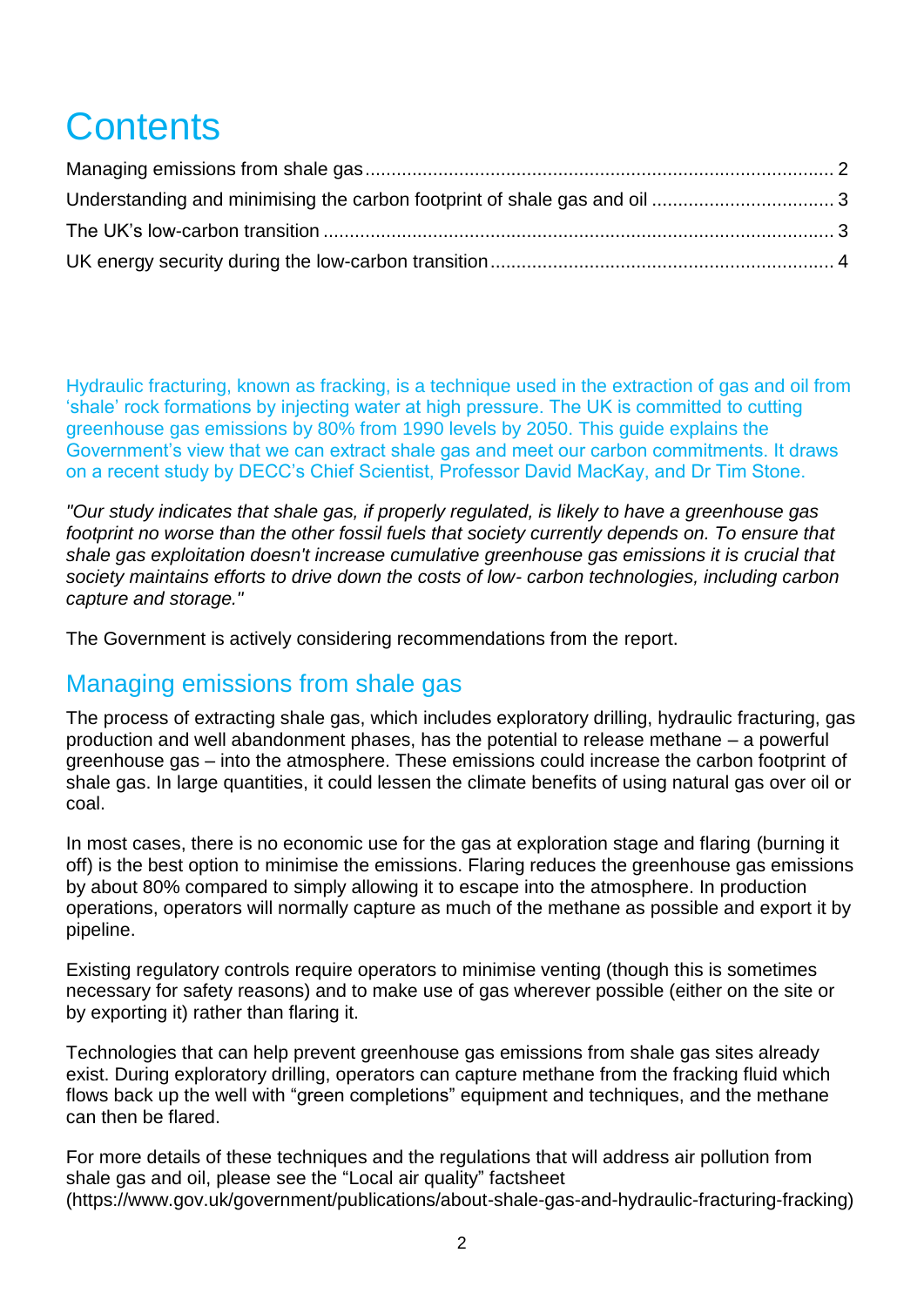# Contents

Managing emissions from shale gas ........................................................................................ 2

Understanding and minimising the carbon footprint of shale gas and oil .................................. 3

The UK's low-carbon transition ................................................................................................ 3

UK energy security during the low-carbon transition ................................................................. 4

Hydraulic fracturing, known as fracking, is a technique used in the extraction of gas and oil from 'shale' rock formations by injecting water at high pressure. The UK is committed to cutting greenhouse gas emissions by 80% from 1990 levels by 2050. This guide explains the Government's view that we can extract shale gas and meet our carbon commitments. It draws on a recent study by DECC's Chief Scientist, Professor David MacKay, and Dr Tim Stone.

*"Our study indicates that shale gas, if properly regulated, is likely to have a greenhouse gas footprint no worse than the other fossil fuels that society currently depends on. To ensure that shale gas exploitation doesn't increase cumulative greenhouse gas emissions it is crucial that society maintains efforts to drive down the costs of low- carbon technologies, including carbon capture and storage."*

The Government is actively considering recommendations from the report.

## Managing emissions from shale gas

The process of extracting shale gas, which includes exploratory drilling, hydraulic fracturing, gas production and well abandonment phases, has the potential to release methane – a powerful greenhouse gas – into the atmosphere. These emissions could increase the carbon footprint of shale gas. In large quantities, it could lessen the climate benefits of using natural gas over oil or coal.

In most cases, there is no economic use for the gas at exploration stage and flaring (burning it off) is the best option to minimise the emissions. Flaring reduces the greenhouse gas emissions by about 80% compared to simply allowing it to escape into the atmosphere. In production operations, operators will normally capture as much of the methane as possible and export it by pipeline.

Existing regulatory controls require operators to minimise venting (though this is sometimes necessary for safety reasons) and to make use of gas wherever possible (either on the site or by exporting it) rather than flaring it.

Technologies that can help prevent greenhouse gas emissions from shale gas sites already exist. During exploratory drilling, operators can capture methane from the fracking fluid which flows back up the well with "green completions" equipment and techniques, and the methane can then be flared.

For more details of these techniques and the regulations that will address air pollution from shale gas and oil, please see the "Local air quality" factsheet (https://www.gov.uk/government/publications/about-shale-gas-and-hydraulic-fracturing-fracking)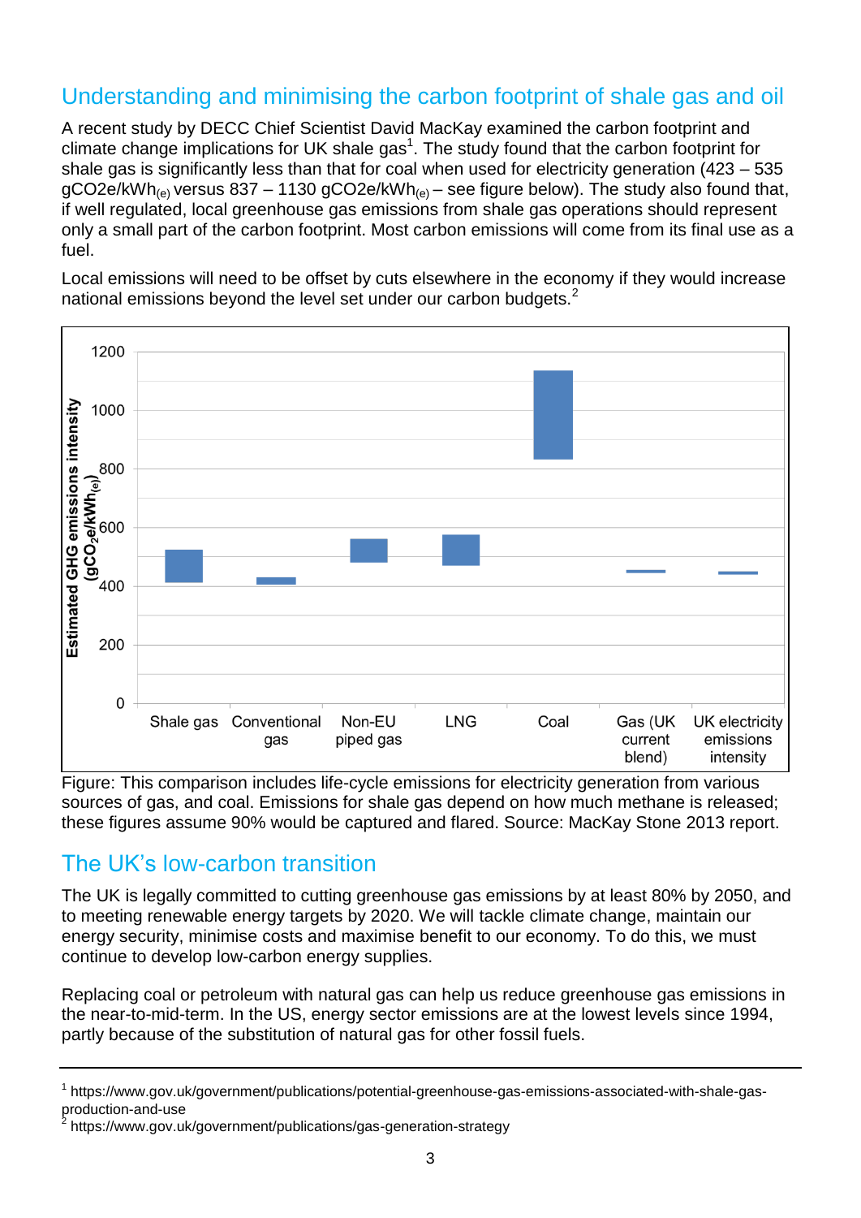## Understanding and minimising the carbon footprint of shale gas and oil

A recent study by DECC Chief Scientist David MacKay examined the carbon footprint and climate change implications for UK shale gas[1]. The study found that the carbon footprint for shale gas is significantly less than that for coal when used for electricity generation (423 – 535 $gCO2e/kWh_{(e)}$ versus 837 – 1130 $gCO2e/kWh_{(e)}$ – see figure below). The study also found that, if well regulated, local greenhouse gas emissions from shale gas operations should represent only a small part of the carbon footprint. Most carbon emissions will come from its final use as a fuel.

Local emissions will need to be offset by cuts elsewhere in the economy if they would increase national emissions beyond the level set under our carbon budgets.[2]

Figure: This comparison includes life-cycle emissions for electricity generation from various sources of gas, and coal. Emissions for shale gas depend on how much methane is released; these figures assume 90% would be captured and flared. Source: MacKay Stone 2013 report.

## The UK's low-carbon transition

The UK is legally committed to cutting greenhouse gas emissions by at least 80% by 2050, and to meeting renewable energy targets by 2020. We will tackle climate change, maintain our energy security, minimise costs and maximise benefit to our economy. To do this, we must continue to develop low-carbon energy supplies.

Replacing coal or petroleum with natural gas can help us reduce greenhouse gas emissions in the near-to-mid-term. In the US, energy sector emissions are at the lowest levels since 1994, partly because of the substitution of natural gas for other fossil fuels.

---

[1] https://www.gov.uk/government/publications/potential-greenhouse-gas-emissions-associated-with-shale-gas-production-and-use

[2] https://www.gov.uk/government/publications/gas-generation-strategy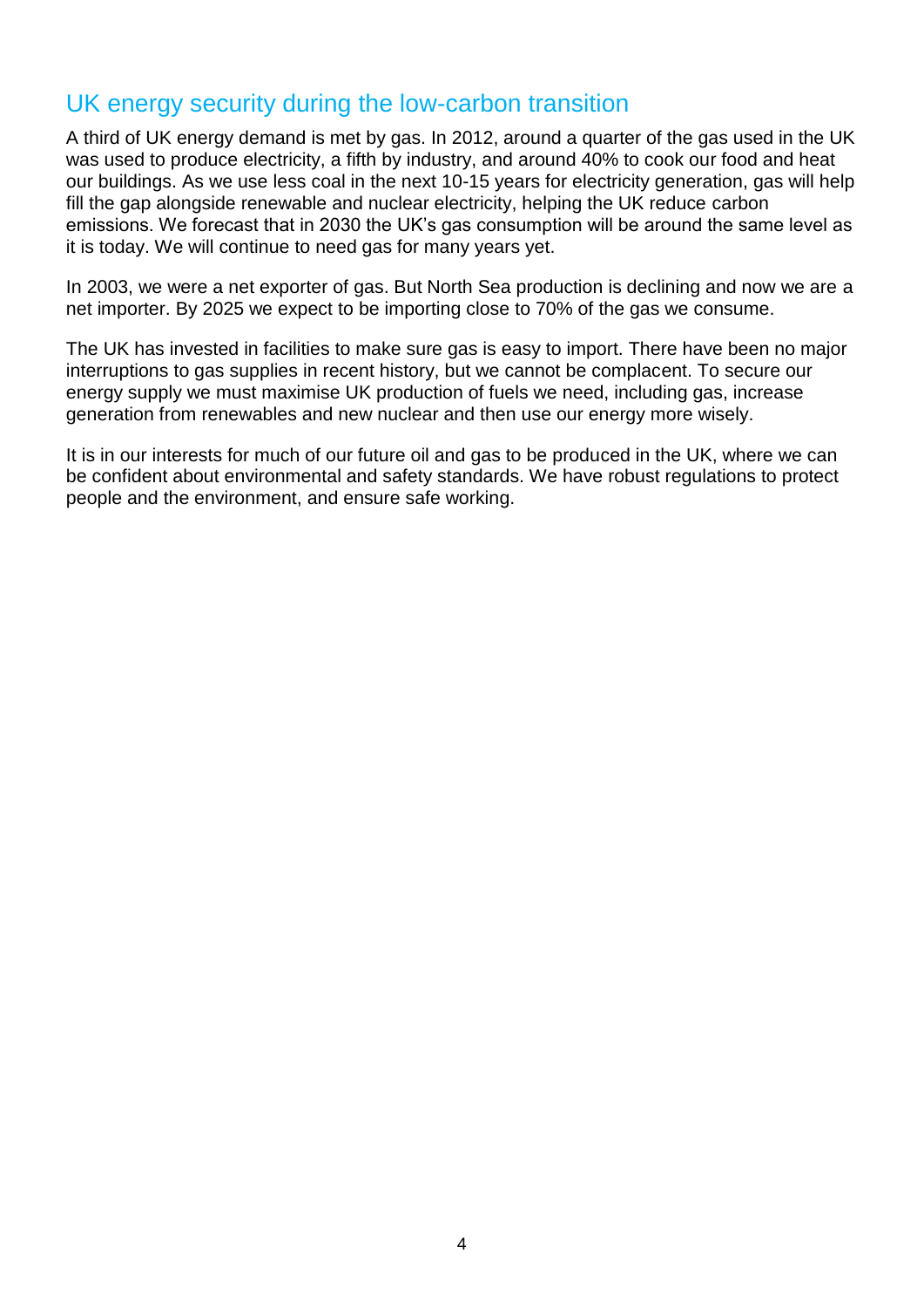## UK energy security during the low-carbon transition

A third of UK energy demand is met by gas. In 2012, around a quarter of the gas used in the UK was used to produce electricity, a fifth by industry, and around 40% to cook our food and heat our buildings. As we use less coal in the next 10-15 years for electricity generation, gas will help fill the gap alongside renewable and nuclear electricity, helping the UK reduce carbon emissions. We forecast that in 2030 the UK's gas consumption will be around the same level as it is today. We will continue to need gas for many years yet.

In 2003, we were a net exporter of gas. But North Sea production is declining and now we are a net importer. By 2025 we expect to be importing close to 70% of the gas we consume.

The UK has invested in facilities to make sure gas is easy to import. There have been no major interruptions to gas supplies in recent history, but we cannot be complacent. To secure our energy supply we must maximise UK production of fuels we need, including gas, increase generation from renewables and new nuclear and then use our energy more wisely.

It is in our interests for much of our future oil and gas to be produced in the UK, where we can be confident about environmental and safety standards. We have robust regulations to protect people and the environment, and ensure safe working.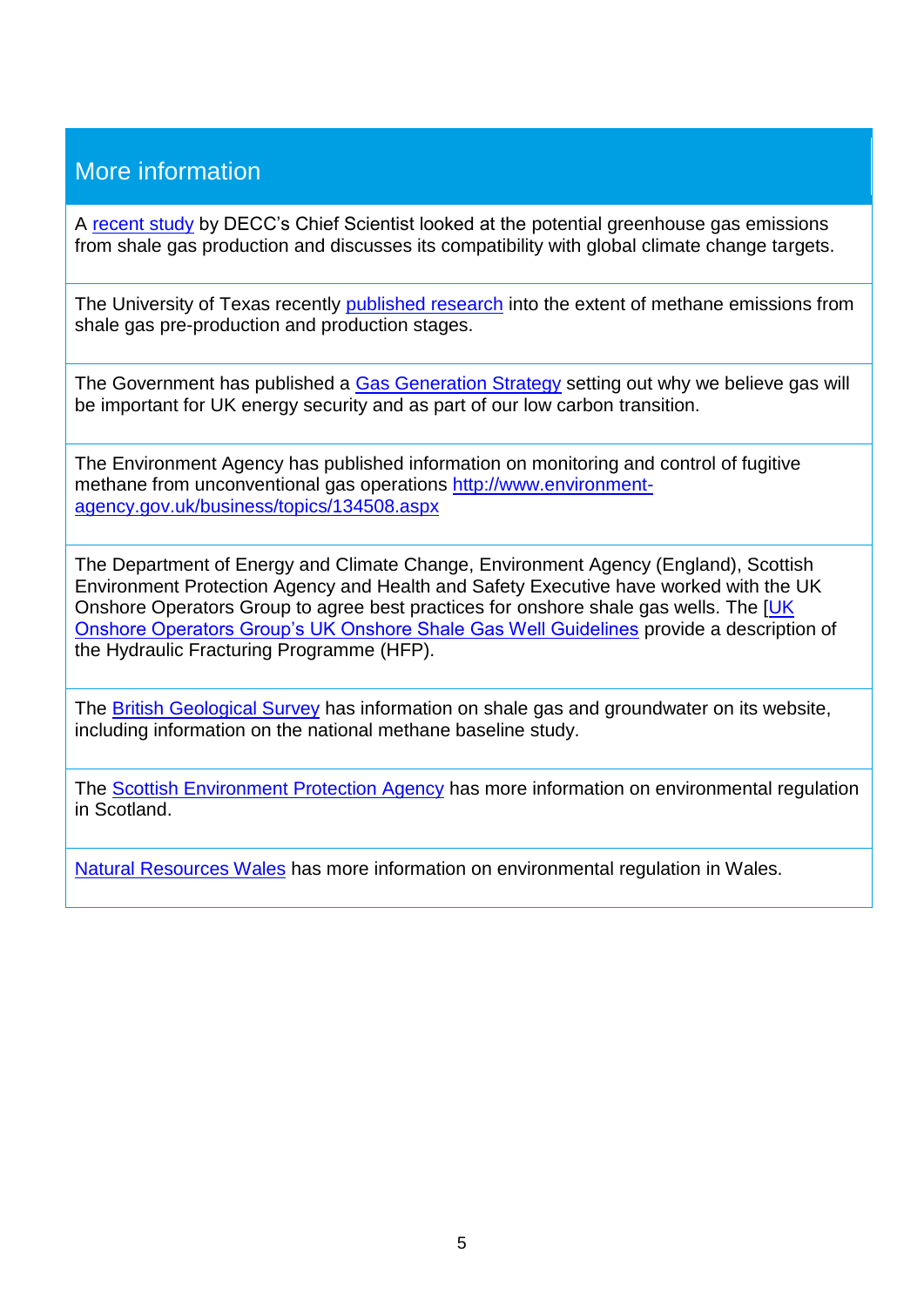## More information

A recent study by DECC's Chief Scientist looked at the potential greenhouse gas emissions from shale gas production and discusses its compatibility with global climate change targets.

The University of Texas recently published research into the extent of methane emissions from shale gas pre-production and production stages.

The Government has published a Gas Generation Strategy setting out why we believe gas will be important for UK energy security and as part of our low carbon transition.

The Environment Agency has published information on monitoring and control of fugitive methane from unconventional gas operations http://www.environment-agency.gov.uk/business/topics/134508.aspx

The Department of Energy and Climate Change, Environment Agency (England), Scottish Environment Protection Agency and Health and Safety Executive have worked with the UK Onshore Operators Group to agree best practices for onshore shale gas wells. The [UK Onshore Operators Group's UK Onshore Shale Gas Well Guidelines provide a description of the Hydraulic Fracturing Programme (HFP).

The British Geological Survey has information on shale gas and groundwater on its website, including information on the national methane baseline study.

The Scottish Environment Protection Agency has more information on environmental regulation in Scotland.

Natural Resources Wales has more information on environmental regulation in Wales.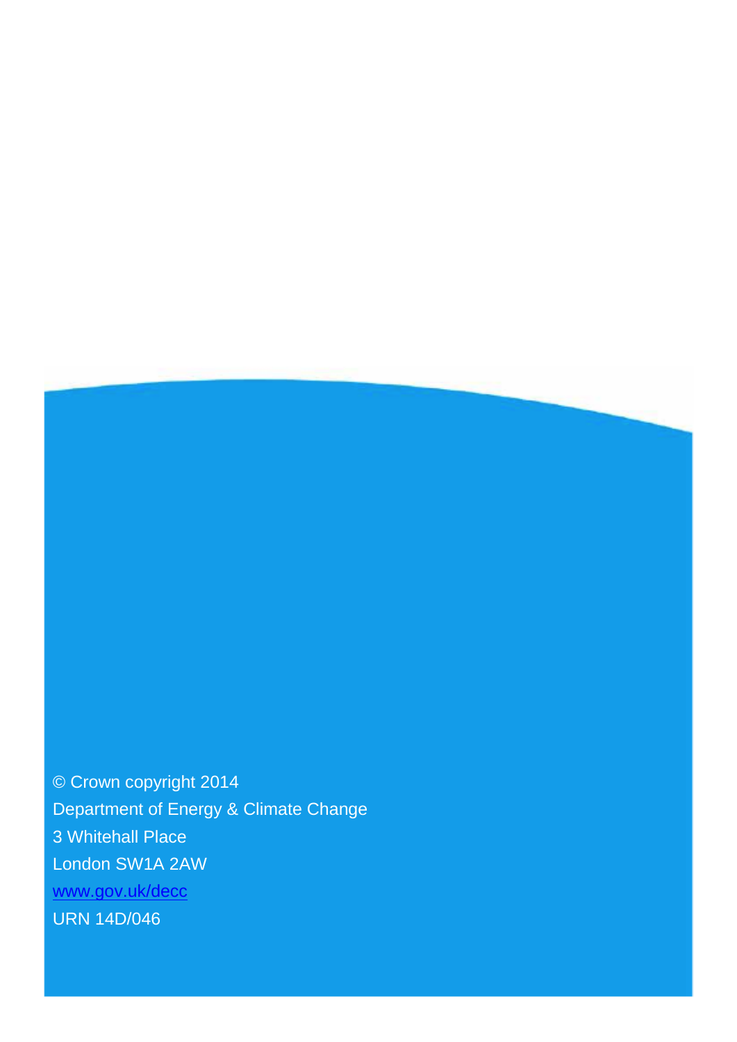© Crown copyright 2014

Department of Energy & Climate Change

3 Whitehall Place

London SW1A 2AW

www.gov.uk/decc

URN 14D/046